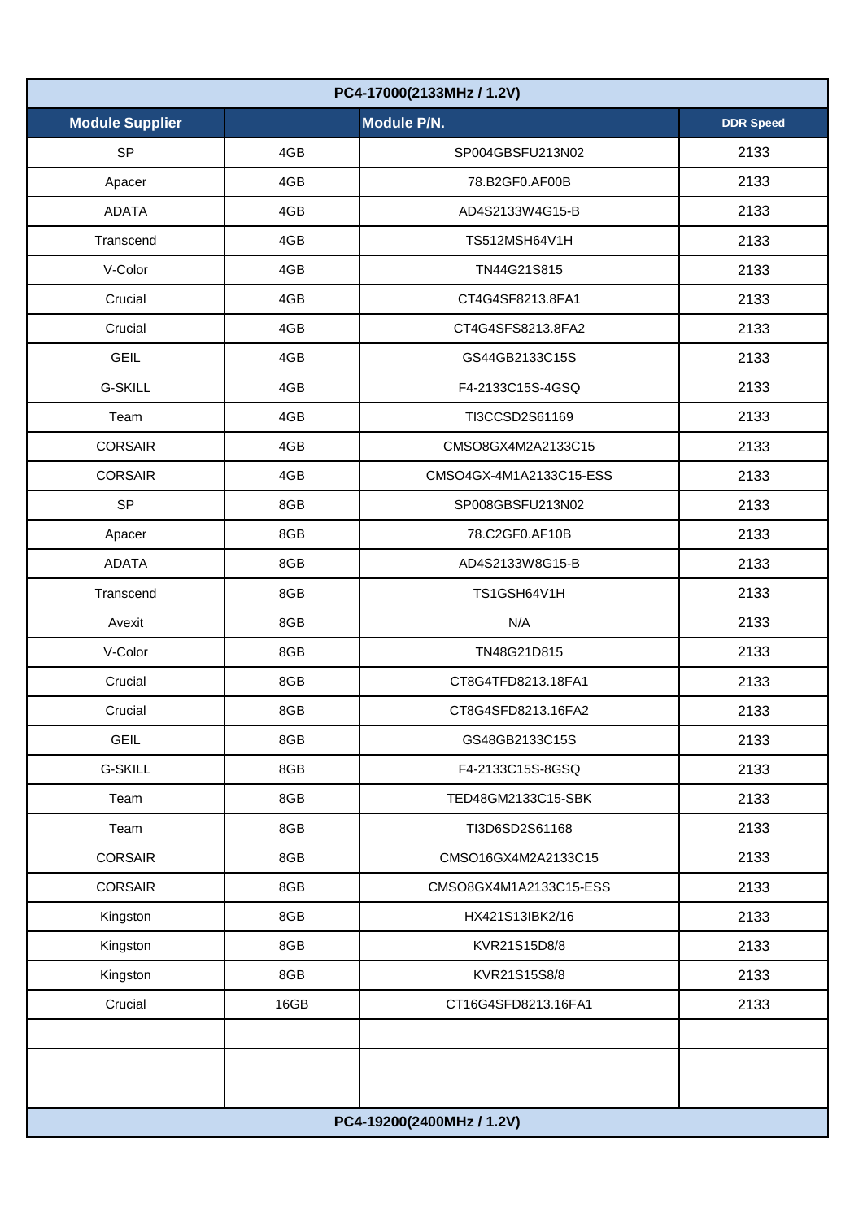| PC4-17000(2133MHz / 1.2V) | | | |
|---|---|---|---|
| **Module Supplier** | | **Module P/N.** | **DDR Speed** |
| SP | 4GB | SP004GBSFU213N02 | 2133 |
| Apacer | 4GB | 78.B2GF0.AF00B | 2133 |
| ADATA | 4GB | AD4S2133W4G15-B | 2133 |
| Transcend | 4GB | TS512MSH64V1H | 2133 |
| V-Color | 4GB | TN44G21S815 | 2133 |
| Crucial | 4GB | CT4G4SF8213.8FA1 | 2133 |
| Crucial | 4GB | CT4G4SFS8213.8FA2 | 2133 |
| GEIL | 4GB | GS44GB2133C15S | 2133 |
| G-SKILL | 4GB | F4-2133C15S-4GSQ | 2133 |
| Team | 4GB | TI3CCSD2S61169 | 2133 |
| CORSAIR | 4GB | CMSO8GX4M2A2133C15 | 2133 |
| CORSAIR | 4GB | CMSO4GX-4M1A2133C15-ESS | 2133 |
| SP | 8GB | SP008GBSFU213N02 | 2133 |
| Apacer | 8GB | 78.C2GF0.AF10B | 2133 |
| ADATA | 8GB | AD4S2133W8G15-B | 2133 |
| Transcend | 8GB | TS1GSH64V1H | 2133 |
| Avexit | 8GB | N/A | 2133 |
| V-Color | 8GB | TN48G21D815 | 2133 |
| Crucial | 8GB | CT8G4TFD8213.18FA1 | 2133 |
| Crucial | 8GB | CT8G4SFD8213.16FA2 | 2133 |
| GEIL | 8GB | GS48GB2133C15S | 2133 |
| G-SKILL | 8GB | F4-2133C15S-8GSQ | 2133 |
| Team | 8GB | TED48GM2133C15-SBK | 2133 |
| Team | 8GB | TI3D6SD2S61168 | 2133 |
| CORSAIR | 8GB | CMSO16GX4M2A2133C15 | 2133 |
| CORSAIR | 8GB | CMSO8GX4M1A2133C15-ESS | 2133 |
| Kingston | 8GB | HX421S13IBK2/16 | 2133 |
| Kingston | 8GB | KVR21S15D8/8 | 2133 |
| Kingston | 8GB | KVR21S15S8/8 | 2133 |
| Crucial | 16GB | CT16G4SFD8213.16FA1 | 2133 |
| | | | |
| | | | |
| | | | |
| **PC4-19200(2400MHz / 1.2V)** | | | |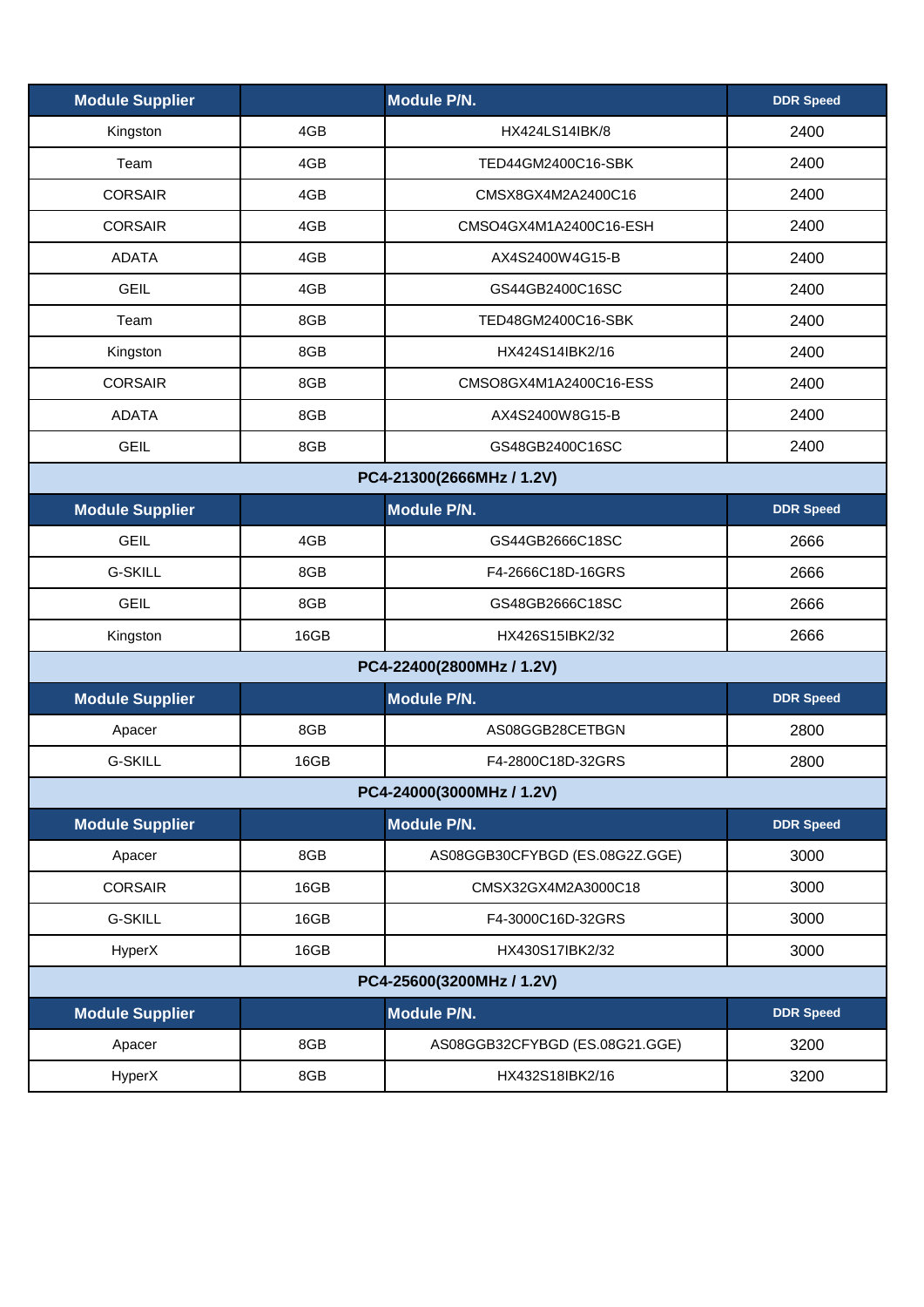| Module Supplier | | Module P/N. | DDR Speed |
|---|---|---|---|
| Kingston | 4GB | HX424LS14IBK/8 | 2400 |
| Team | 4GB | TED44GM2400C16-SBK | 2400 |
| CORSAIR | 4GB | CMSX8GX4M2A2400C16 | 2400 |
| CORSAIR | 4GB | CMSO4GX4M1A2400C16-ESH | 2400 |
| ADATA | 4GB | AX4S2400W4G15-B | 2400 |
| GEIL | 4GB | GS44GB2400C16SC | 2400 |
| Team | 8GB | TED48GM2400C16-SBK | 2400 |
| Kingston | 8GB | HX424S14IBK2/16 | 2400 |
| CORSAIR | 8GB | CMSO8GX4M1A2400C16-ESS | 2400 |
| ADATA | 8GB | AX4S2400W8G15-B | 2400 |
| GEIL | 8GB | GS48GB2400C16SC | 2400 |

**PC4-21300(2666MHz / 1.2V)**

| Module Supplier | | Module P/N. | DDR Speed |
|---|---|---|---|
| GEIL | 4GB | GS44GB2666C18SC | 2666 |
| G-SKILL | 8GB | F4-2666C18D-16GRS | 2666 |
| GEIL | 8GB | GS48GB2666C18SC | 2666 |
| Kingston | 16GB | HX426S15IBK2/32 | 2666 |

**PC4-22400(2800MHz / 1.2V)**

| Module Supplier | | Module P/N. | DDR Speed |
|---|---|---|---|
| Apacer | 8GB | AS08GGB28CETBGN | 2800 |
| G-SKILL | 16GB | F4-2800C18D-32GRS | 2800 |

**PC4-24000(3000MHz / 1.2V)**

| Module Supplier | | Module P/N. | DDR Speed |
|---|---|---|---|
| Apacer | 8GB | AS08GGB30CFYBGD (ES.08G2Z.GGE) | 3000 |
| CORSAIR | 16GB | CMSX32GX4M2A3000C18 | 3000 |
| G-SKILL | 16GB | F4-3000C16D-32GRS | 3000 |
| HyperX | 16GB | HX430S17IBK2/32 | 3000 |

**PC4-25600(3200MHz / 1.2V)**

| Module Supplier | | Module P/N. | DDR Speed |
|---|---|---|---|
| Apacer | 8GB | AS08GGB32CFYBGD (ES.08G21.GGE) | 3200 |
| HyperX | 8GB | HX432S18IBK2/16 | 3200 |